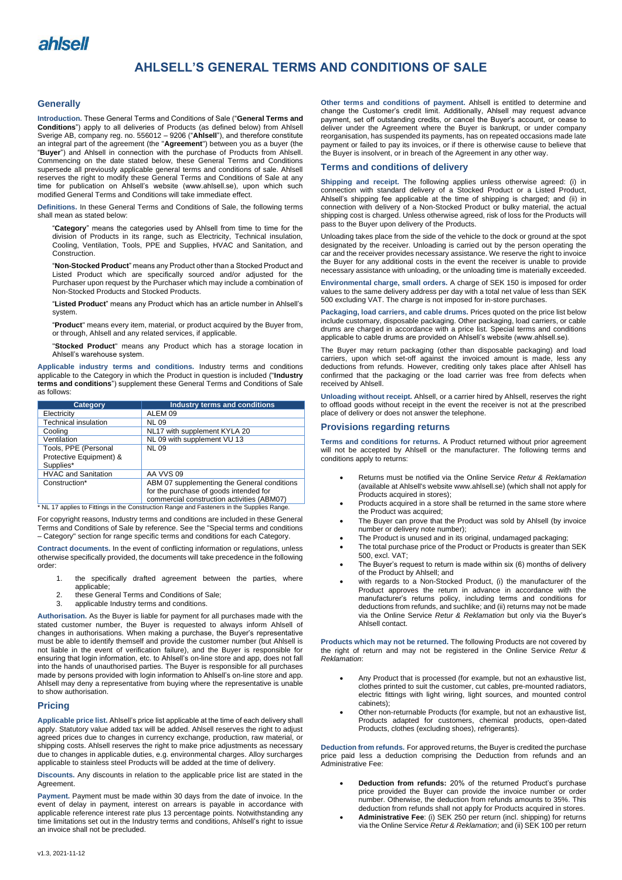# AHLSELL'S GENERAL TERMS AND CONDITIONS OF SALE

## Generally

**Introduction.** These General Terms and Conditions of Sale ("**General Terms and Conditions**") apply to all deliveries of Products (as defined below) from Ahlsell Sverige AB, company reg. no. 556012 – 9206 ("**Ahlsell**"), and therefore constitute an integral part of the agreement (the "**Agreement**") between you as a buyer (the "**Buyer**") and Ahlsell in connection with the purchase of Products from Ahlsell. Commencing on the date stated below, these General Terms and Conditions supersede all previously applicable general terms and conditions of sale. Ahlsell reserves the right to modify these General Terms and Conditions of Sale at any time for publication on Ahlsell's website (www.ahlsell.se), upon which such modified General Terms and Conditions will take immediate effect.

**Definitions.** In these General Terms and Conditions of Sale, the following terms shall mean as stated below:

"**Category**" means the categories used by Ahlsell from time to time for the division of Products in its range, such as Electricity, Technical insulation, Cooling, Ventilation, Tools, PPE and Supplies, HVAC and Sanitation, and Construction.

"**Non-Stocked Product**" means any Product other than a Stocked Product and Listed Product which are specifically sourced and/or adjusted for the Purchaser upon request by the Purchaser which may include a combination of Non-Stocked Products and Stocked Products.

"**Listed Product**" means any Product which has an article number in Ahlsell's system.

"**Product**" means every item, material, or product acquired by the Buyer from, or through, Ahlsell and any related services, if applicable.

"**Stocked Product**" means any Product which has a storage location in Ahlsell's warehouse system.

**Applicable industry terms and conditions.** Industry terms and conditions applicable to the Category in which the Product in question is included ("**Industry terms and conditions**") supplement these General Terms and Conditions of Sale as follows:

| Category | Industry terms and conditions |
|---|---|
| Electricity | ALEM 09 |
| Technical insulation | NL 09 |
| Cooling | NL17 with supplement KYLA 20 |
| Ventilation | NL 09 with supplement VU 13 |
| Tools, PPE (Personal Protective Equipment) & Supplies* | NL 09 |
| HVAC and Sanitation | AA VVS 09 |
| Construction* | ABM 07 supplementing the General conditions for the purchase of goods intended for commercial construction activities (ABM07) |

\* NL 17 applies to Fittings in the Construction Range and Fasteners in the Supplies Range.

For copyright reasons, Industry terms and conditions are included in these General Terms and Conditions of Sale by reference. See the "Special terms and conditions – Category" section for range specific terms and conditions for each Category.

**Contract documents.** In the event of conflicting information or regulations, unless otherwise specifically provided, the documents will take precedence in the following order:

1. the specifically drafted agreement between the parties, where applicable;
2. these General Terms and Conditions of Sale;
3. applicable Industry terms and conditions.

**Authorisation.** As the Buyer is liable for payment for all purchases made with the stated customer number, the Buyer is requested to always inform Ahlsell of changes in authorisations. When making a purchase, the Buyer's representative must be able to identify themself and provide the customer number (but Ahlsell is not liable in the event of verification failure), and the Buyer is responsible for ensuring that login information, etc. to Ahlsell's on-line store and app, does not fall into the hands of unauthorised parties. The Buyer is responsible for all purchases made by persons provided with login information to Ahlsell's on-line store and app. Ahlsell may deny a representative from buying where the representative is unable to show authorisation.

## Pricing

**Applicable price list.** Ahlsell's price list applicable at the time of each delivery shall apply. Statutory value added tax will be added. Ahlsell reserves the right to adjust agreed prices due to changes in currency exchange, production, raw material, or shipping costs. Ahlsell reserves the right to make price adjustments as necessary due to changes in applicable duties, e.g. environmental charges. Alloy surcharges applicable to stainless steel Products will be added at the time of delivery.

**Discounts.** Any discounts in relation to the applicable price list are stated in the Agreement.

**Payment.** Payment must be made within 30 days from the date of invoice. In the event of delay in payment, interest on arrears is payable in accordance with applicable reference interest rate plus 13 percentage points. Notwithstanding any time limitations set out in the Industry terms and conditions, Ahlsell's right to issue an invoice shall not be precluded.

**Other terms and conditions of payment.** Ahlsell is entitled to determine and change the Customer's credit limit. Additionally, Ahlsell may request advance payment, set off outstanding credits, or cancel the Buyer's account, or cease to deliver under the Agreement where the Buyer is bankrupt, or under company reorganisation, has suspended its payments, has on repeated occasions made late payment or failed to pay its invoices, or if there is otherwise cause to believe that the Buyer is insolvent, or in breach of the Agreement in any other way.

## Terms and conditions of delivery

**Shipping and receipt.** The following applies unless otherwise agreed: (i) in connection with standard delivery of a Stocked Product or a Listed Product, Ahlsell's shipping fee applicable at the time of shipping is charged; and (ii) in connection with delivery of a Non-Stocked Product or bulky material, the actual shipping cost is charged. Unless otherwise agreed, risk of loss for the Products will pass to the Buyer upon delivery of the Products.

Unloading takes place from the side of the vehicle to the dock or ground at the spot designated by the receiver. Unloading is carried out by the person operating the car and the receiver provides necessary assistance. We reserve the right to invoice the Buyer for any additional costs in the event the receiver is unable to provide necessary assistance with unloading, or the unloading time is materially exceeded.

**Environmental charge, small orders.** A charge of SEK 150 is imposed for order values to the same delivery address per day with a total net value of less than SEK 500 excluding VAT. The charge is not imposed for in-store purchases.

**Packaging, load carriers, and cable drums.** Prices quoted on the price list below include customary, disposable packaging. Other packaging, load carriers, or cable drums are charged in accordance with a price list. Special terms and conditions applicable to cable drums are provided on Ahlsell's website (www.ahlsell.se).

The Buyer may return packaging (other than disposable packaging) and load carriers, upon which set-off against the invoiced amount is made, less any deductions from refunds. However, crediting only takes place after Ahlsell has confirmed that the packaging or the load carrier was free from defects when received by Ahlsell.

**Unloading without receipt.** Ahlsell, or a carrier hired by Ahlsell, reserves the right to offload goods without receipt in the event the receiver is not at the prescribed place of delivery or does not answer the telephone.

## Provisions regarding returns

**Terms and conditions for returns.** A Product returned without prior agreement will not be accepted by Ahlsell or the manufacturer. The following terms and conditions apply to returns:

- Returns must be notified via the Online Service *Retur & Reklamation* (available at Ahlsell's website www.ahlsell.se) (which shall not apply for Products acquired in stores);
- Products acquired in a store shall be returned in the same store where the Product was acquired;
- The Buyer can prove that the Product was sold by Ahlsell (by invoice number or delivery note number);
- The Product is unused and in its original, undamaged packaging;
- The total purchase price of the Product or Products is greater than SEK 500, excl. VAT;
- The Buyer's request to return is made within six (6) months of delivery of the Product by Ahlsell; and
- with regards to a Non-Stocked Product, (i) the manufacturer of the Product approves the return in advance in accordance with the manufacturer's returns policy, including terms and conditions for deductions from refunds, and suchlike; and (ii) returns may not be made via the Online Service *Retur & Reklamation* but only via the Buyer's Ahlsell contact.

**Products which may not be returned.** The following Products are not covered by the right of return and may not be registered in the Online Service *Retur & Reklamation*:

- Any Product that is processed (for example, but not an exhaustive list, clothes printed to suit the customer, cut cables, pre-mounted radiators, electric fittings with light wiring, light sources, and mounted control cabinets);
- Other non-returnable Products (for example, but not an exhaustive list, Products adapted for customers, chemical products, open-dated Products, clothes (excluding shoes), refrigerants).

**Deduction from refunds.** For approved returns, the Buyer is credited the purchase price paid less a deduction comprising the Deduction from refunds and an Administrative Fee:

- **Deduction from refunds:** 20% of the returned Product's purchase price provided the Buyer can provide the invoice number or order number. Otherwise, the deduction from refunds amounts to 35%. This deduction from refunds shall not apply for Products acquired in stores.
- **Administrative Fee**: (i) SEK 250 per return (incl. shipping) for returns via the Online Service *Retur & Reklamation*; and (ii) SEK 100 per return

v1.3, 2021-11-12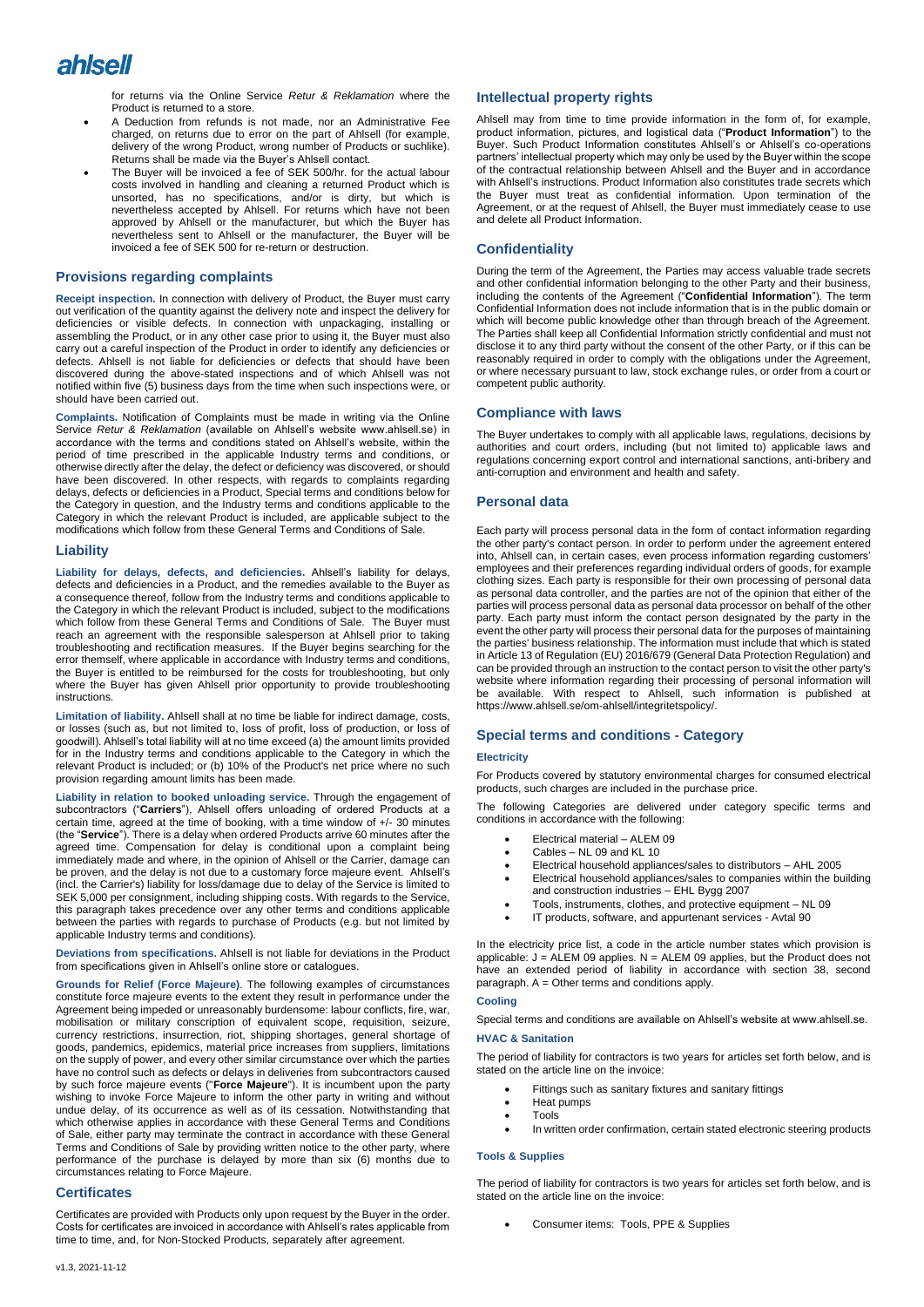for returns via the Online Service *Retur & Reklamation* where the Product is returned to a store.

- A Deduction from refunds is not made, nor an Administrative Fee charged, on returns due to error on the part of Ahlsell (for example, delivery of the wrong Product, wrong number of Products or suchlike). Returns shall be made via the Buyer's Ahlsell contact.
- The Buyer will be invoiced a fee of SEK 500/hr. for the actual labour costs involved in handling and cleaning a returned Product which is unsorted, has no specifications, and/or is dirty, but which is nevertheless accepted by Ahlsell. For returns which have not been approved by Ahlsell or the manufacturer, but which the Buyer has nevertheless sent to Ahlsell or the manufacturer, the Buyer will be invoiced a fee of SEK 500 for re-return or destruction.

## Provisions regarding complaints

**Receipt inspection.** In connection with delivery of Product, the Buyer must carry out verification of the quantity against the delivery note and inspect the delivery for deficiencies or visible defects. In connection with unpackaging, installing or assembling the Product, or in any other case prior to using it, the Buyer must also carry out a careful inspection of the Product in order to identify any deficiencies or defects. Ahlsell is not liable for deficiencies or defects that should have been discovered during the above-stated inspections and of which Ahlsell was not notified within five (5) business days from the time when such inspections were, or should have been carried out.

**Complaints.** Notification of Complaints must be made in writing via the Online Service *Retur & Reklamation* (available on Ahlsell's website www.ahlsell.se) in accordance with the terms and conditions stated on Ahlsell's website, within the period of time prescribed in the applicable Industry terms and conditions, or otherwise directly after the delay, the defect or deficiency was discovered, or should have been discovered. In other respects, with regards to complaints regarding delays, defects or deficiencies in a Product, Special terms and conditions below for the Category in question, and the Industry terms and conditions applicable to the Category in which the relevant Product is included, are applicable subject to the modifications which follow from these General Terms and Conditions of Sale.

## Liability

**Liability for delays, defects, and deficiencies.** Ahlsell's liability for delays, defects and deficiencies in a Product, and the remedies available to the Buyer as a consequence thereof, follow from the Industry terms and conditions applicable to the Category in which the relevant Product is included, subject to the modifications which follow from these General Terms and Conditions of Sale. The Buyer must reach an agreement with the responsible salesperson at Ahlsell prior to taking troubleshooting and rectification measures. If the Buyer begins searching for the error themself, where applicable in accordance with Industry terms and conditions, the Buyer is entitled to be reimbursed for the costs for troubleshooting, but only where the Buyer has given Ahlsell prior opportunity to provide troubleshooting instructions.

**Limitation of liability.** Ahlsell shall at no time be liable for indirect damage, costs, or losses (such as, but not limited to, loss of profit, loss of production, or loss of goodwill). Ahlsell's total liability will at no time exceed (a) the amount limits provided for in the Industry terms and conditions applicable to the Category in which the relevant Product is included; or (b) 10% of the Product's net price where no such provision regarding amount limits has been made.

**Liability in relation to booked unloading service.** Through the engagement of subcontractors ("**Carriers**"), Ahlsell offers unloading of ordered Products at a certain time, agreed at the time of booking, with a time window of +/- 30 minutes (the "**Service**"). There is a delay when ordered Products arrive 60 minutes after the agreed time. Compensation for delay is conditional upon a complaint being immediately made and where, in the opinion of Ahlsell or the Carrier, damage can be proven, and the delay is not due to a customary force majeure event. Ahlsell's (incl. the Carrier's) liability for loss/damage due to delay of the Service is limited to SEK 5,000 per consignment, including shipping costs. With regards to the Service, this paragraph takes precedence over any other terms and conditions applicable between the parties with regards to purchase of Products (e.g. but not limited by applicable Industry terms and conditions).

**Deviations from specifications.** Ahlsell is not liable for deviations in the Product from specifications given in Ahlsell's online store or catalogues.

**Grounds for Relief (Force Majeure).** The following examples of circumstances constitute force majeure events to the extent they result in performance under the Agreement being impeded or unreasonably burdensome: labour conflicts, fire, war, mobilisation or military conscription of equivalent scope, requisition, seizure, currency restrictions, insurrection, riot, shipping shortages, general shortage of goods, pandemics, epidemics, material price increases from suppliers, limitations on the supply of power, and every other similar circumstance over which the parties have no control such as defects or delays in deliveries from subcontractors caused by such force majeure events ("**Force Majeure**"). It is incumbent upon the party wishing to invoke Force Majeure to inform the other party in writing and without undue delay, of its occurrence as well as of its cessation. Notwithstanding that which otherwise applies in accordance with these General Terms and Conditions of Sale, either party may terminate the contract in accordance with these General Terms and Conditions of Sale by providing written notice to the other party, where performance of the purchase is delayed by more than six (6) months due to circumstances relating to Force Majeure.

## Certificates

Certificates are provided with Products only upon request by the Buyer in the order. Costs for certificates are invoiced in accordance with Ahlsell's rates applicable from time to time, and, for Non-Stocked Products, separately after agreement.

## Intellectual property rights

Ahlsell may from time to time provide information in the form of, for example, product information, pictures, and logistical data ("**Product Information**") to the Buyer. Such Product Information constitutes Ahlsell's or Ahlsell's co-operations partners' intellectual property which may only be used by the Buyer within the scope of the contractual relationship between Ahlsell and the Buyer and in accordance with Ahlsell's instructions. Product Information also constitutes trade secrets which the Buyer must treat as confidential information. Upon termination of the Agreement, or at the request of Ahlsell, the Buyer must immediately cease to use and delete all Product Information.

## Confidentiality

During the term of the Agreement, the Parties may access valuable trade secrets and other confidential information belonging to the other Party and their business, including the contents of the Agreement ("**Confidential Information**"). The term Confidential Information does not include information that is in the public domain or which will become public knowledge other than through breach of the Agreement. The Parties shall keep all Confidential Information strictly confidential and must not disclose it to any third party without the consent of the other Party, or if this can be reasonably required in order to comply with the obligations under the Agreement, or where necessary pursuant to law, stock exchange rules, or order from a court or competent public authority.

## Compliance with laws

The Buyer undertakes to comply with all applicable laws, regulations, decisions by authorities and court orders, including (but not limited to) applicable laws and regulations concerning export control and international sanctions, anti-bribery and anti-corruption and environment and health and safety.

## Personal data

Each party will process personal data in the form of contact information regarding the other party's contact person. In order to perform under the agreement entered into, Ahlsell can, in certain cases, even process information regarding customers' employees and their preferences regarding individual orders of goods, for example clothing sizes. Each party is responsible for their own processing of personal data as personal data controller, and the parties are not of the opinion that either of the parties will process personal data as personal data processor on behalf of the other party. Each party must inform the contact person designated by the party in the event the other party will process their personal data for the purposes of maintaining the parties' business relationship. The information must include that which is stated in Article 13 of Regulation (EU) 2016/679 (General Data Protection Regulation) and can be provided through an instruction to the contact person to visit the other party's website where information regarding their processing of personal information will be available. With respect to Ahlsell, such information is published at https://www.ahlsell.se/om-ahlsell/integritetspolicy/.

## Special terms and conditions - Category

### Electricity

For Products covered by statutory environmental charges for consumed electrical products, such charges are included in the purchase price.

The following Categories are delivered under category specific terms and conditions in accordance with the following:

- Electrical material – ALEM 09
- Cables – NL 09 and KL 10
- Electrical household appliances/sales to distributors – AHL 2005
- Electrical household appliances/sales to companies within the building and construction industries – EHL Bygg 2007
- Tools, instruments, clothes, and protective equipment – NL 09
- IT products, software, and appurtenant services - Avtal 90

In the electricity price list, a code in the article number states which provision is applicable: J = ALEM 09 applies. N = ALEM 09 applies, but the Product does not have an extended period of liability in accordance with section 38, second paragraph. A = Other terms and conditions apply.

### Cooling

Special terms and conditions are available on Ahlsell's website at www.ahlsell.se.

### HVAC & Sanitation

The period of liability for contractors is two years for articles set forth below, and is stated on the article line on the invoice:

- Fittings such as sanitary fixtures and sanitary fittings
- Heat pumps
- Tools
- In written order confirmation, certain stated electronic steering products

### Tools & Supplies

The period of liability for contractors is two years for articles set forth below, and is stated on the article line on the invoice:

- Consumer items: Tools, PPE & Supplies

v1.3, 2021-11-12